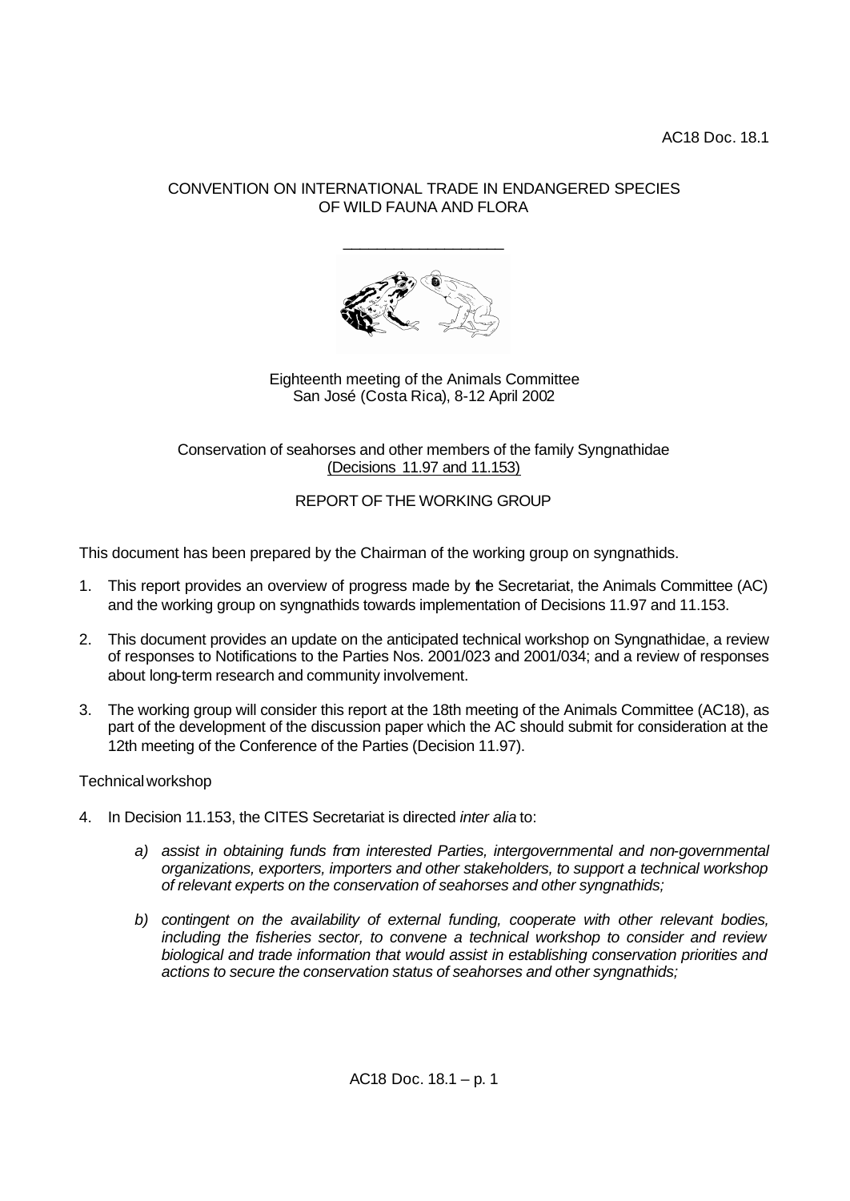AC18 Doc. 18.1

CONVENTION ON INTERNATIONAL TRADE IN ENDANGERED SPECIES OF WILD FAUNA AND FLORA

Eighteenth meeting of the Animals Committee
San José (Costa Rica), 8-12 April 2002

Conservation of seahorses and other members of the family Syngnathidae
(Decisions 11.97 and 11.153)

REPORT OF THE WORKING GROUP

This document has been prepared by the Chairman of the working group on syngnathids.

1. This report provides an overview of progress made by the Secretariat, the Animals Committee (AC) and the working group on syngnathids towards implementation of Decisions 11.97 and 11.153.

2. This document provides an update on the anticipated technical workshop on Syngnathidae, a review of responses to Notifications to the Parties Nos. 2001/023 and 2001/034; and a review of responses about long-term research and community involvement.

3. The working group will consider this report at the 18th meeting of the Animals Committee (AC18), as part of the development of the discussion paper which the AC should submit for consideration at the 12th meeting of the Conference of the Parties (Decision 11.97).

Technical workshop

4. In Decision 11.153, the CITES Secretariat is directed *inter alia* to:

   *a) assist in obtaining funds from interested Parties, intergovernmental and non-governmental organizations, exporters, importers and other stakeholders, to support a technical workshop of relevant experts on the conservation of seahorses and other syngnathids;*

   *b) contingent on the availability of external funding, cooperate with other relevant bodies, including the fisheries sector, to convene a technical workshop to consider and review biological and trade information that would assist in establishing conservation priorities and actions to secure the conservation status of seahorses and other syngnathids;*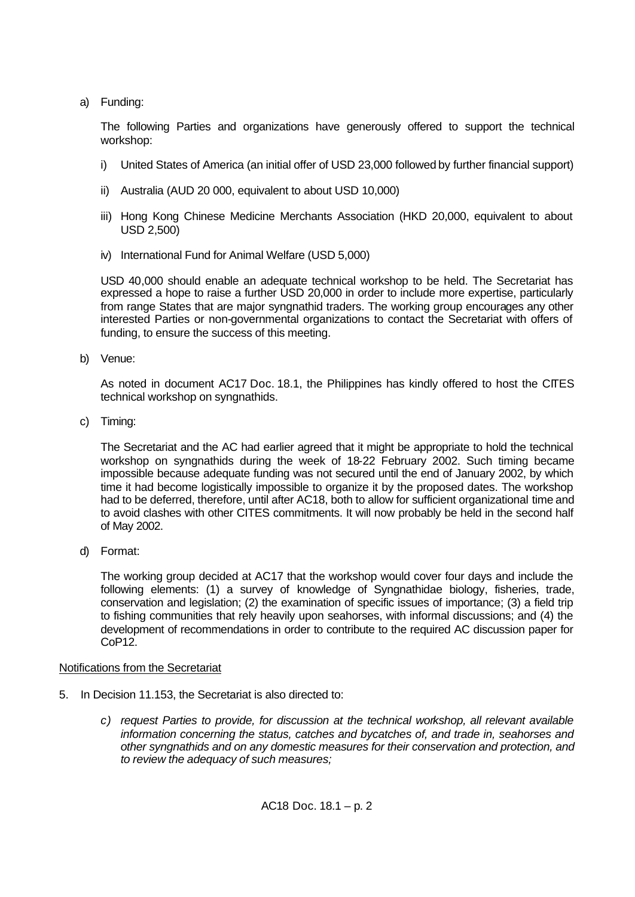a) Funding:

   The following Parties and organizations have generously offered to support the technical workshop:

   i) United States of America (an initial offer of USD 23,000 followed by further financial support)

   ii) Australia (AUD 20 000, equivalent to about USD 10,000)

   iii) Hong Kong Chinese Medicine Merchants Association (HKD 20,000, equivalent to about USD 2,500)

   iv) International Fund for Animal Welfare (USD 5,000)

   USD 40,000 should enable an adequate technical workshop to be held. The Secretariat has expressed a hope to raise a further USD 20,000 in order to include more expertise, particularly from range States that are major syngnathid traders. The working group encourages any other interested Parties or non-governmental organizations to contact the Secretariat with offers of funding, to ensure the success of this meeting.

b) Venue:

   As noted in document AC17 Doc. 18.1, the Philippines has kindly offered to host the CITES technical workshop on syngnathids.

c) Timing:

   The Secretariat and the AC had earlier agreed that it might be appropriate to hold the technical workshop on syngnathids during the week of 18-22 February 2002. Such timing became impossible because adequate funding was not secured until the end of January 2002, by which time it had become logistically impossible to organize it by the proposed dates. The workshop had to be deferred, therefore, until after AC18, both to allow for sufficient organizational time and to avoid clashes with other CITES commitments. It will now probably be held in the second half of May 2002.

d) Format:

   The working group decided at AC17 that the workshop would cover four days and include the following elements: (1) a survey of knowledge of Syngnathidae biology, fisheries, trade, conservation and legislation; (2) the examination of specific issues of importance; (3) a field trip to fishing communities that rely heavily upon seahorses, with informal discussions; and (4) the development of recommendations in order to contribute to the required AC discussion paper for CoP12.

Notifications from the Secretariat

5. In Decision 11.153, the Secretariat is also directed to:

   *c) request Parties to provide, for discussion at the technical workshop, all relevant available information concerning the status, catches and bycatches of, and trade in, seahorses and other syngnathids and on any domestic measures for their conservation and protection, and to review the adequacy of such measures;*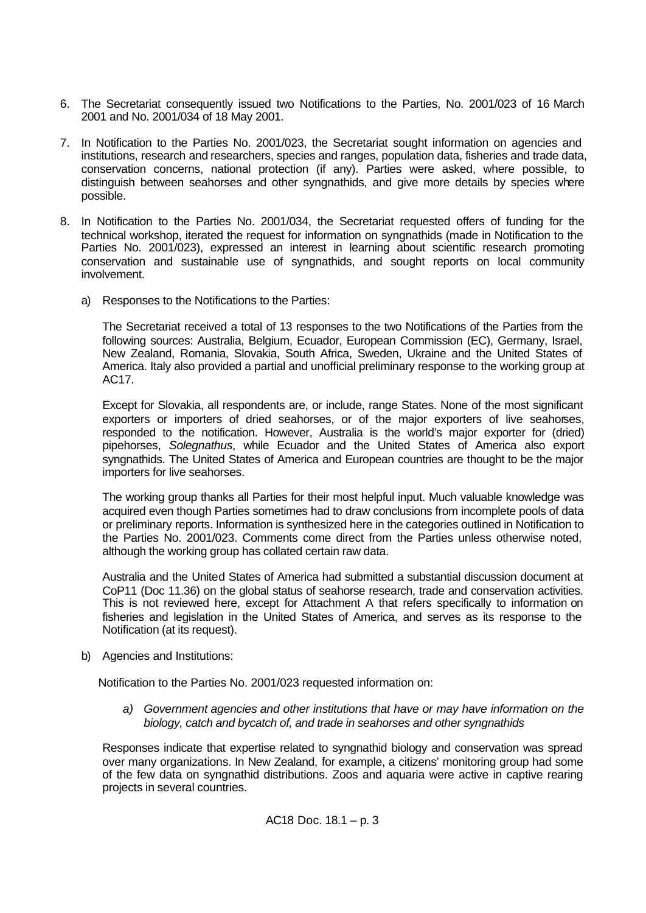6. The Secretariat consequently issued two Notifications to the Parties, No. 2001/023 of 16 March 2001 and No. 2001/034 of 18 May 2001.

7. In Notification to the Parties No. 2001/023, the Secretariat sought information on agencies and institutions, research and researchers, species and ranges, population data, fisheries and trade data, conservation concerns, national protection (if any). Parties were asked, where possible, to distinguish between seahorses and other syngnathids, and give more details by species where possible.

8. In Notification to the Parties No. 2001/034, the Secretariat requested offers of funding for the technical workshop, iterated the request for information on syngnathids (made in Notification to the Parties No. 2001/023), expressed an interest in learning about scientific research promoting conservation and sustainable use of syngnathids, and sought reports on local community involvement.

   a) Responses to the Notifications to the Parties:

   The Secretariat received a total of 13 responses to the two Notifications of the Parties from the following sources: Australia, Belgium, Ecuador, European Commission (EC), Germany, Israel, New Zealand, Romania, Slovakia, South Africa, Sweden, Ukraine and the United States of America. Italy also provided a partial and unofficial preliminary response to the working group at AC17.

   Except for Slovakia, all respondents are, or include, range States. None of the most significant exporters or importers of dried seahorses, or of the major exporters of live seahorses, responded to the notification. However, Australia is the world's major exporter for (dried) pipehorses, *Solegnathus*, while Ecuador and the United States of America also export syngnathids. The United States of America and European countries are thought to be the major importers for live seahorses.

   The working group thanks all Parties for their most helpful input. Much valuable knowledge was acquired even though Parties sometimes had to draw conclusions from incomplete pools of data or preliminary reports. Information is synthesized here in the categories outlined in Notification to the Parties No. 2001/023. Comments come direct from the Parties unless otherwise noted, although the working group has collated certain raw data.

   Australia and the United States of America had submitted a substantial discussion document at CoP11 (Doc 11.36) on the global status of seahorse research, trade and conservation activities. This is not reviewed here, except for Attachment A that refers specifically to information on fisheries and legislation in the United States of America, and serves as its response to the Notification (at its request).

   b) Agencies and Institutions:

   Notification to the Parties No. 2001/023 requested information on:

   *a) Government agencies and other institutions that have or may have information on the biology, catch and bycatch of, and trade in seahorses and other syngnathids*

   Responses indicate that expertise related to syngnathid biology and conservation was spread over many organizations. In New Zealand, for example, a citizens' monitoring group had some of the few data on syngnathid distributions. Zoos and aquaria were active in captive rearing projects in several countries.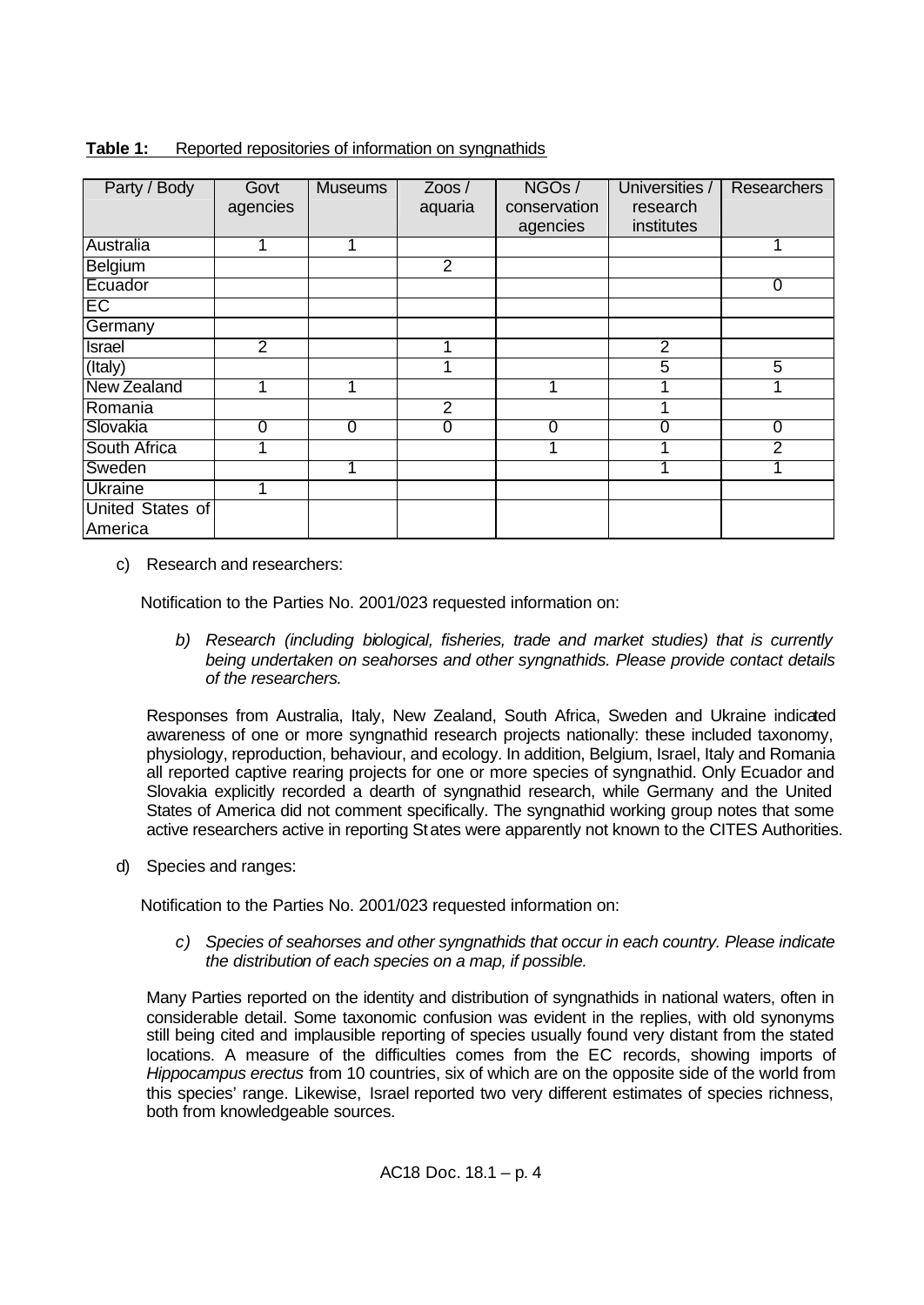**Table 1:** Reported repositories of information on syngnathids

| Party / Body | Govt agencies | Museums | Zoos / aquaria | NGOs / conservation agencies | Universities / research institutes | Researchers |
|---|---|---|---|---|---|---|
| Australia | 1 | 1 | | | | 1 |
| Belgium | | | 2 | | | |
| Ecuador | | | | | | 0 |
| EC | | | | | | |
| Germany | | | | | | |
| Israel | 2 | | 1 | | 2 | |
| (Italy) | | | 1 | | 5 | 5 |
| New Zealand | 1 | 1 | | 1 | 1 | 1 |
| Romania | | | 2 | | 1 | |
| Slovakia | 0 | 0 | 0 | 0 | 0 | 0 |
| South Africa | 1 | | | 1 | 1 | 2 |
| Sweden | | 1 | | | 1 | 1 |
| Ukraine | 1 | | | | | |
| United States of America | | | | | | |

c) Research and researchers:

Notification to the Parties No. 2001/023 requested information on:

*b) Research (including biological, fisheries, trade and market studies) that is currently being undertaken on seahorses and other syngnathids. Please provide contact details of the researchers.*

Responses from Australia, Italy, New Zealand, South Africa, Sweden and Ukraine indicated awareness of one or more syngnathid research projects nationally: these included taxonomy, physiology, reproduction, behaviour, and ecology. In addition, Belgium, Israel, Italy and Romania all reported captive rearing projects for one or more species of syngnathid. Only Ecuador and Slovakia explicitly recorded a dearth of syngnathid research, while Germany and the United States of America did not comment specifically. The syngnathid working group notes that some active researchers active in reporting States were apparently not known to the CITES Authorities.

d) Species and ranges:

Notification to the Parties No. 2001/023 requested information on:

*c) Species of seahorses and other syngnathids that occur in each country. Please indicate the distribution of each species on a map, if possible.*

Many Parties reported on the identity and distribution of syngnathids in national waters, often in considerable detail. Some taxonomic confusion was evident in the replies, with old synonyms still being cited and implausible reporting of species usually found very distant from the stated locations. A measure of the difficulties comes from the EC records, showing imports of *Hippocampus erectus* from 10 countries, six of which are on the opposite side of the world from this species' range. Likewise, Israel reported two very different estimates of species richness, both from knowledgeable sources.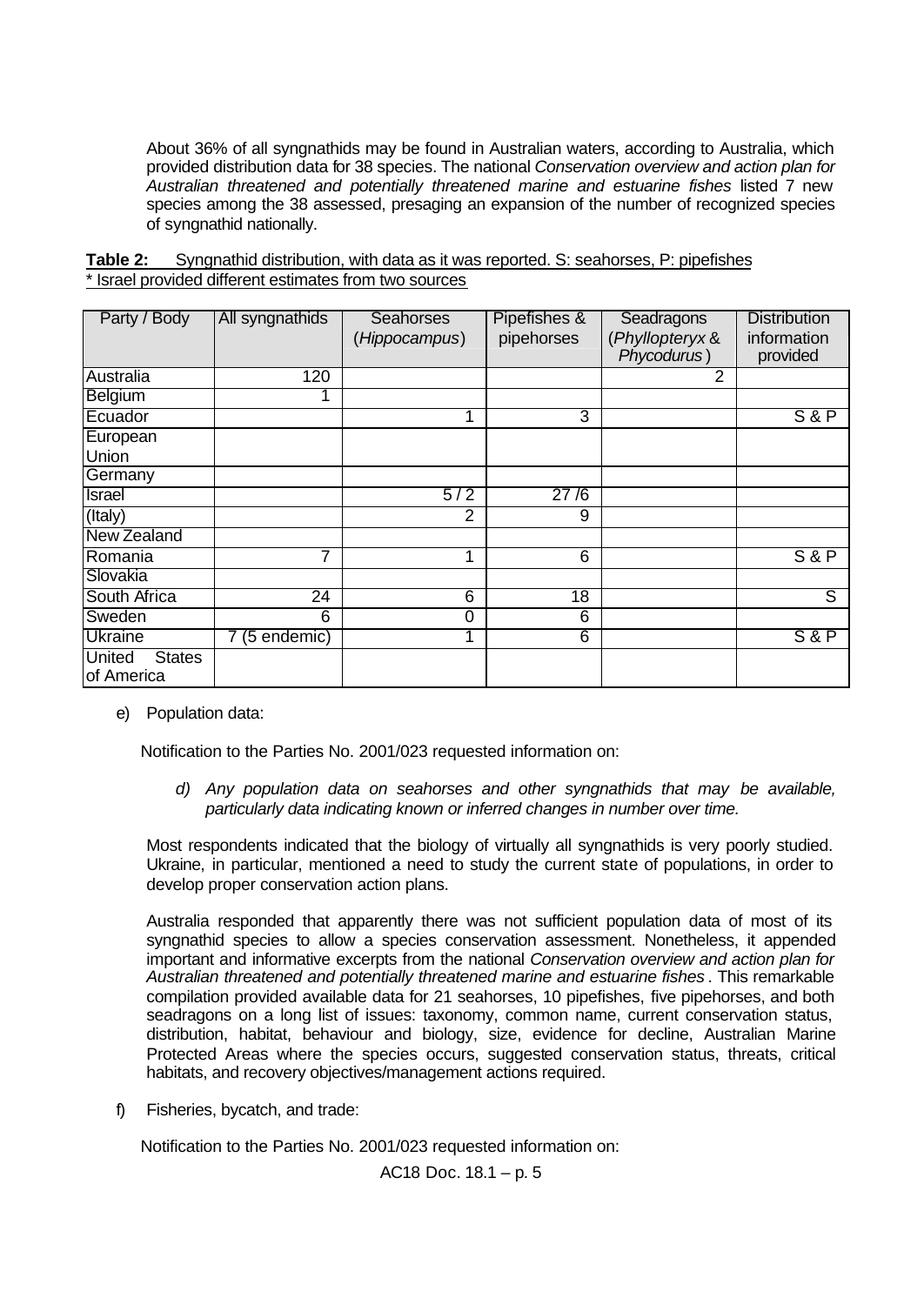About 36% of all syngnathids may be found in Australian waters, according to Australia, which provided distribution data for 38 species. The national *Conservation overview and action plan for Australian threatened and potentially threatened marine and estuarine fishes* listed 7 new species among the 38 assessed, presaging an expansion of the number of recognized species of syngnathid nationally.

**Table 2:** Syngnathid distribution, with data as it was reported. S: seahorses, P: pipefishes
\* Israel provided different estimates from two sources

| Party / Body | All syngnathids | Seahorses (*Hippocampus*) | Pipefishes & pipehorses | Seadragons (*Phyllopteryx* & *Phycodurus*) | Distribution information provided |
|---|---|---|---|---|---|
| Australia | 120 | | | 2 | |
| Belgium | 1 | | | | |
| Ecuador | | 1 | 3 | | S & P |
| European Union | | | | | |
| Germany | | | | | |
| Israel | | 5 / 2 | 27 /6 | | |
| (Italy) | | 2 | 9 | | |
| New Zealand | | | | | |
| Romania | 7 | 1 | 6 | | S & P |
| Slovakia | | | | | |
| South Africa | 24 | 6 | 18 | | S |
| Sweden | 6 | 0 | 6 | | |
| Ukraine | 7 (5 endemic) | 1 | 6 | | S & P |
| United States of America | | | | | |

e) Population data:

Notification to the Parties No. 2001/023 requested information on:

*d) Any population data on seahorses and other syngnathids that may be available, particularly data indicating known or inferred changes in number over time.*

Most respondents indicated that the biology of virtually all syngnathids is very poorly studied. Ukraine, in particular, mentioned a need to study the current state of populations, in order to develop proper conservation action plans.

Australia responded that apparently there was not sufficient population data of most of its syngnathid species to allow a species conservation assessment. Nonetheless, it appended important and informative excerpts from the national *Conservation overview and action plan for Australian threatened and potentially threatened marine and estuarine fishes*. This remarkable compilation provided available data for 21 seahorses, 10 pipefishes, five pipehorses, and both seadragons on a long list of issues: taxonomy, common name, current conservation status, distribution, habitat, behaviour and biology, size, evidence for decline, Australian Marine Protected Areas where the species occurs, suggested conservation status, threats, critical habitats, and recovery objectives/management actions required.

f) Fisheries, bycatch, and trade:

Notification to the Parties No. 2001/023 requested information on: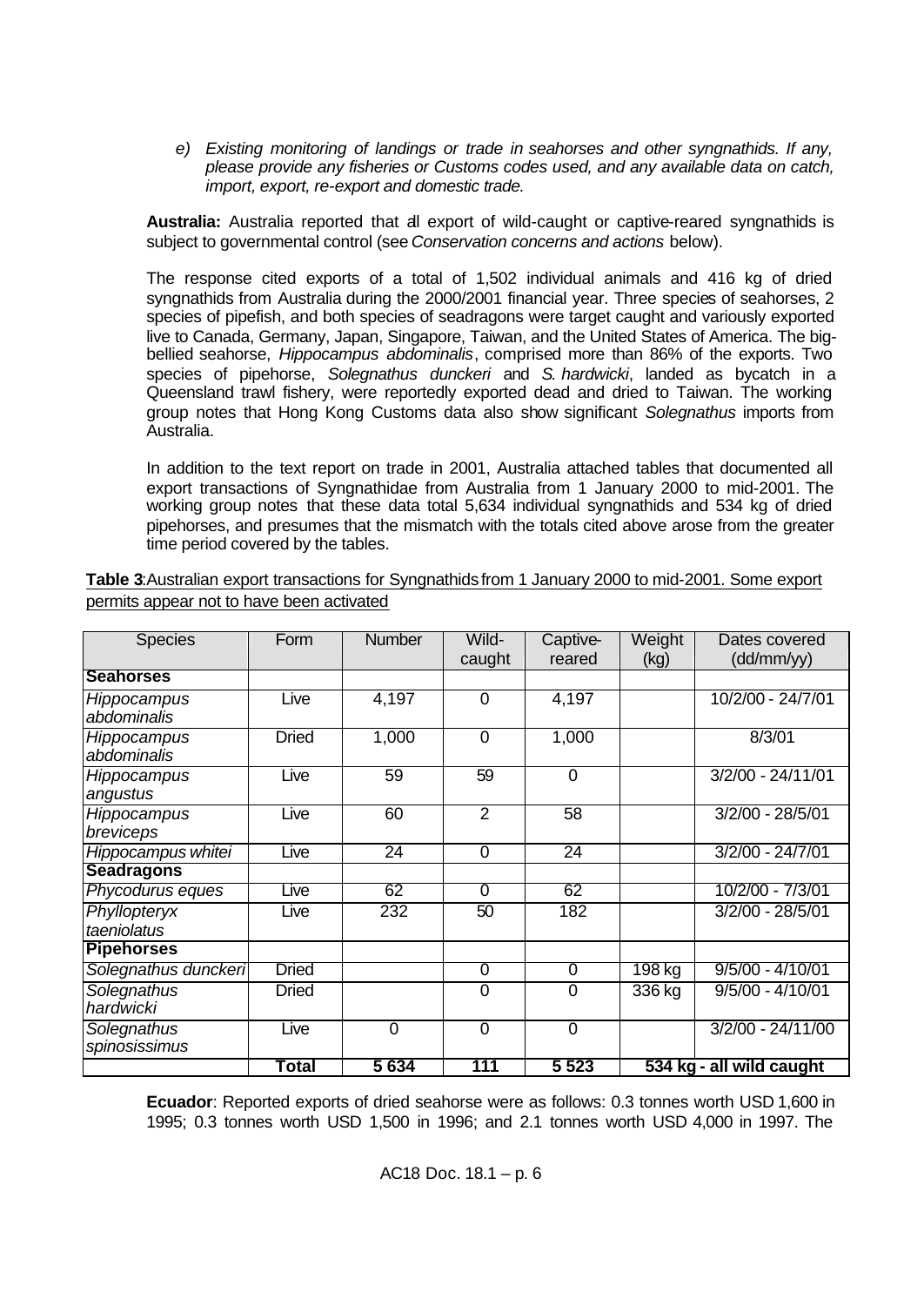*e) Existing monitoring of landings or trade in seahorses and other syngnathids. If any, please provide any fisheries or Customs codes used, and any available data on catch, import, export, re-export and domestic trade.*

**Australia:** Australia reported that all export of wild-caught or captive-reared syngnathids is subject to governmental control (see *Conservation concerns and actions* below).

The response cited exports of a total of 1,502 individual animals and 416 kg of dried syngnathids from Australia during the 2000/2001 financial year. Three species of seahorses, 2 species of pipefish, and both species of seadragons were target caught and variously exported live to Canada, Germany, Japan, Singapore, Taiwan, and the United States of America. The big-bellied seahorse, *Hippocampus abdominalis*, comprised more than 86% of the exports. Two species of pipehorse, *Solegnathus dunckeri* and *S. hardwicki*, landed as bycatch in a Queensland trawl fishery, were reportedly exported dead and dried to Taiwan. The working group notes that Hong Kong Customs data also show significant *Solegnathus* imports from Australia.

In addition to the text report on trade in 2001, Australia attached tables that documented all export transactions of Syngnathidae from Australia from 1 January 2000 to mid-2001. The working group notes that these data total 5,634 individual syngnathids and 534 kg of dried pipehorses, and presumes that the mismatch with the totals cited above arose from the greater time period covered by the tables.

**Table 3**: Australian export transactions for Syngnathids from 1 January 2000 to mid-2001. Some export permits appear not to have been activated

| Species | Form | Number | Wild-caught | Captive-reared | Weight (kg) | Dates covered (dd/mm/yy) |
|---|---|---|---|---|---|---|
| **Seahorses** | | | | | | |
| *Hippocampus abdominalis* | Live | 4,197 | 0 | 4,197 | | 10/2/00 - 24/7/01 |
| *Hippocampus abdominalis* | Dried | 1,000 | 0 | 1,000 | | 8/3/01 |
| *Hippocampus angustus* | Live | 59 | 59 | 0 | | 3/2/00 - 24/11/01 |
| *Hippocampus breviceps* | Live | 60 | 2 | 58 | | 3/2/00 - 28/5/01 |
| *Hippocampus whitei* | Live | 24 | 0 | 24 | | 3/2/00 - 24/7/01 |
| **Seadragons** | | | | | | |
| *Phycodurus eques* | Live | 62 | 0 | 62 | | 10/2/00 - 7/3/01 |
| *Phyllopteryx taeniolatus* | Live | 232 | 50 | 182 | | 3/2/00 - 28/5/01 |
| **Pipehorses** | | | | | | |
| *Solegnathus dunckeri* | Dried | | 0 | 0 | 198 kg | 9/5/00 - 4/10/01 |
| *Solegnathus hardwicki* | Dried | | 0 | 0 | 336 kg | 9/5/00 - 4/10/01 |
| *Solegnathus spinosissimus* | Live | 0 | 0 | 0 | | 3/2/00 - 24/11/00 |
| | **Total** | **5 634** | **111** | **5 523** | **534 kg - all wild caught** | |

**Ecuador**: Reported exports of dried seahorse were as follows: 0.3 tonnes worth USD 1,600 in 1995; 0.3 tonnes worth USD 1,500 in 1996; and 2.1 tonnes worth USD 4,000 in 1997. The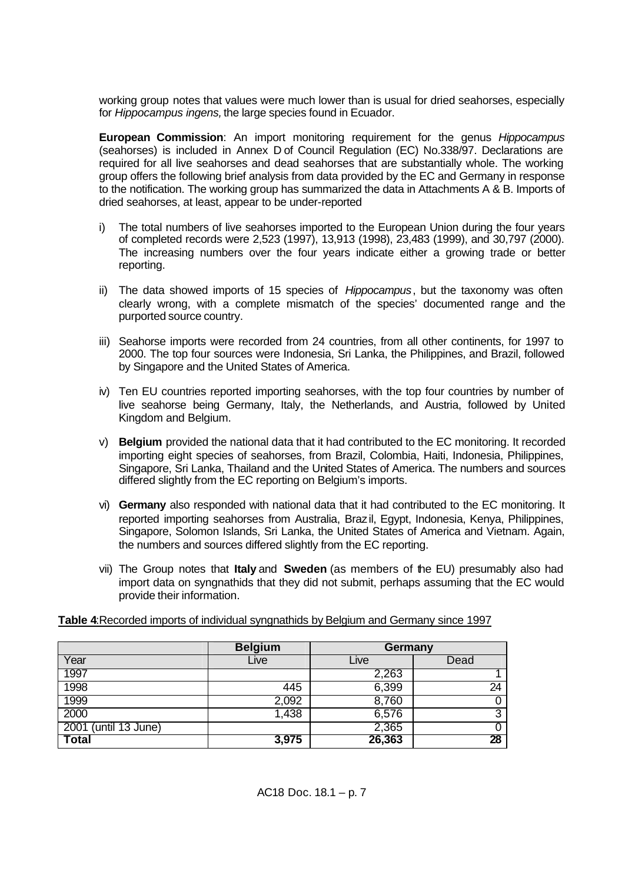working group notes that values were much lower than is usual for dried seahorses, especially for *Hippocampus ingens,* the large species found in Ecuador.

**European Commission**: An import monitoring requirement for the genus *Hippocampus* (seahorses) is included in Annex D of Council Regulation (EC) No.338/97. Declarations are required for all live seahorses and dead seahorses that are substantially whole. The working group offers the following brief analysis from data provided by the EC and Germany in response to the notification. The working group has summarized the data in Attachments A & B. Imports of dried seahorses, at least, appear to be under-reported

i) The total numbers of live seahorses imported to the European Union during the four years of completed records were 2,523 (1997), 13,913 (1998), 23,483 (1999), and 30,797 (2000). The increasing numbers over the four years indicate either a growing trade or better reporting.

ii) The data showed imports of 15 species of *Hippocampus*, but the taxonomy was often clearly wrong, with a complete mismatch of the species' documented range and the purported source country.

iii) Seahorse imports were recorded from 24 countries, from all other continents, for 1997 to 2000. The top four sources were Indonesia, Sri Lanka, the Philippines, and Brazil, followed by Singapore and the United States of America.

iv) Ten EU countries reported importing seahorses, with the top four countries by number of live seahorse being Germany, Italy, the Netherlands, and Austria, followed by United Kingdom and Belgium.

v) **Belgium** provided the national data that it had contributed to the EC monitoring. It recorded importing eight species of seahorses, from Brazil, Colombia, Haiti, Indonesia, Philippines, Singapore, Sri Lanka, Thailand and the United States of America. The numbers and sources differed slightly from the EC reporting on Belgium's imports.

vi) **Germany** also responded with national data that it had contributed to the EC monitoring. It reported importing seahorses from Australia, Brazil, Egypt, Indonesia, Kenya, Philippines, Singapore, Solomon Islands, Sri Lanka, the United States of America and Vietnam. Again, the numbers and sources differed slightly from the EC reporting.

vii) The Group notes that **Italy** and **Sweden** (as members of the EU) presumably also had import data on syngnathids that they did not submit, perhaps assuming that the EC would provide their information.

**Table 4**: Recorded imports of individual syngnathids by Belgium and Germany since 1997

| | **Belgium** | **Germany** | |
|---|---|---|---|
| Year | Live | Live | Dead |
| 1997 | | 2,263 | 1 |
| 1998 | 445 | 6,399 | 24 |
| 1999 | 2,092 | 8,760 | 0 |
| 2000 | 1,438 | 6,576 | 3 |
| 2001 (until 13 June) | | 2,365 | 0 |
| **Total** | **3,975** | **26,363** | **28** |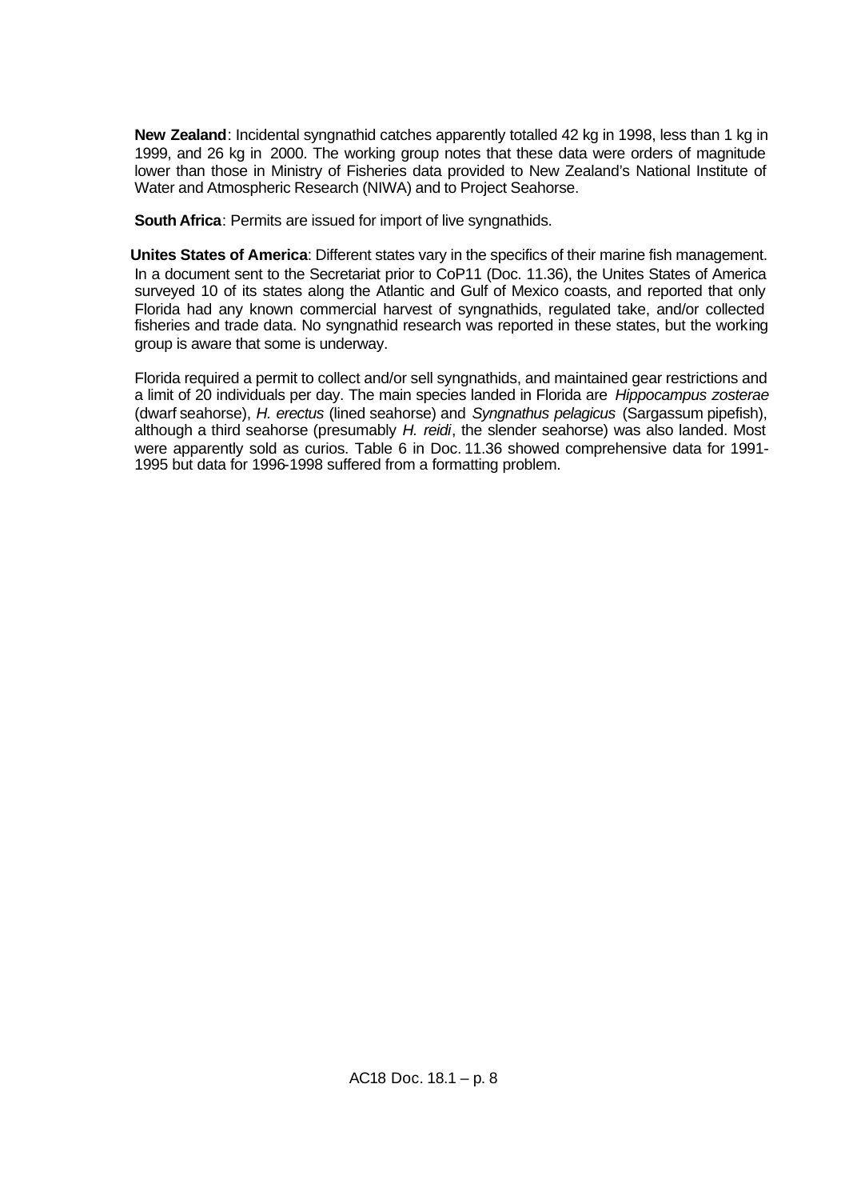**New Zealand**: Incidental syngnathid catches apparently totalled 42 kg in 1998, less than 1 kg in 1999, and 26 kg in 2000. The working group notes that these data were orders of magnitude lower than those in Ministry of Fisheries data provided to New Zealand's National Institute of Water and Atmospheric Research (NIWA) and to Project Seahorse.

**South Africa**: Permits are issued for import of live syngnathids.

**Unites States of America**: Different states vary in the specifics of their marine fish management. In a document sent to the Secretariat prior to CoP11 (Doc. 11.36), the Unites States of America surveyed 10 of its states along the Atlantic and Gulf of Mexico coasts, and reported that only Florida had any known commercial harvest of syngnathids, regulated take, and/or collected fisheries and trade data. No syngnathid research was reported in these states, but the working group is aware that some is underway.

Florida required a permit to collect and/or sell syngnathids, and maintained gear restrictions and a limit of 20 individuals per day. The main species landed in Florida are *Hippocampus zosterae* (dwarf seahorse), *H. erectus* (lined seahorse) and *Syngnathus pelagicus* (Sargassum pipefish), although a third seahorse (presumably *H. reidi*, the slender seahorse) was also landed. Most were apparently sold as curios. Table 6 in Doc. 11.36 showed comprehensive data for 1991-1995 but data for 1996-1998 suffered from a formatting problem.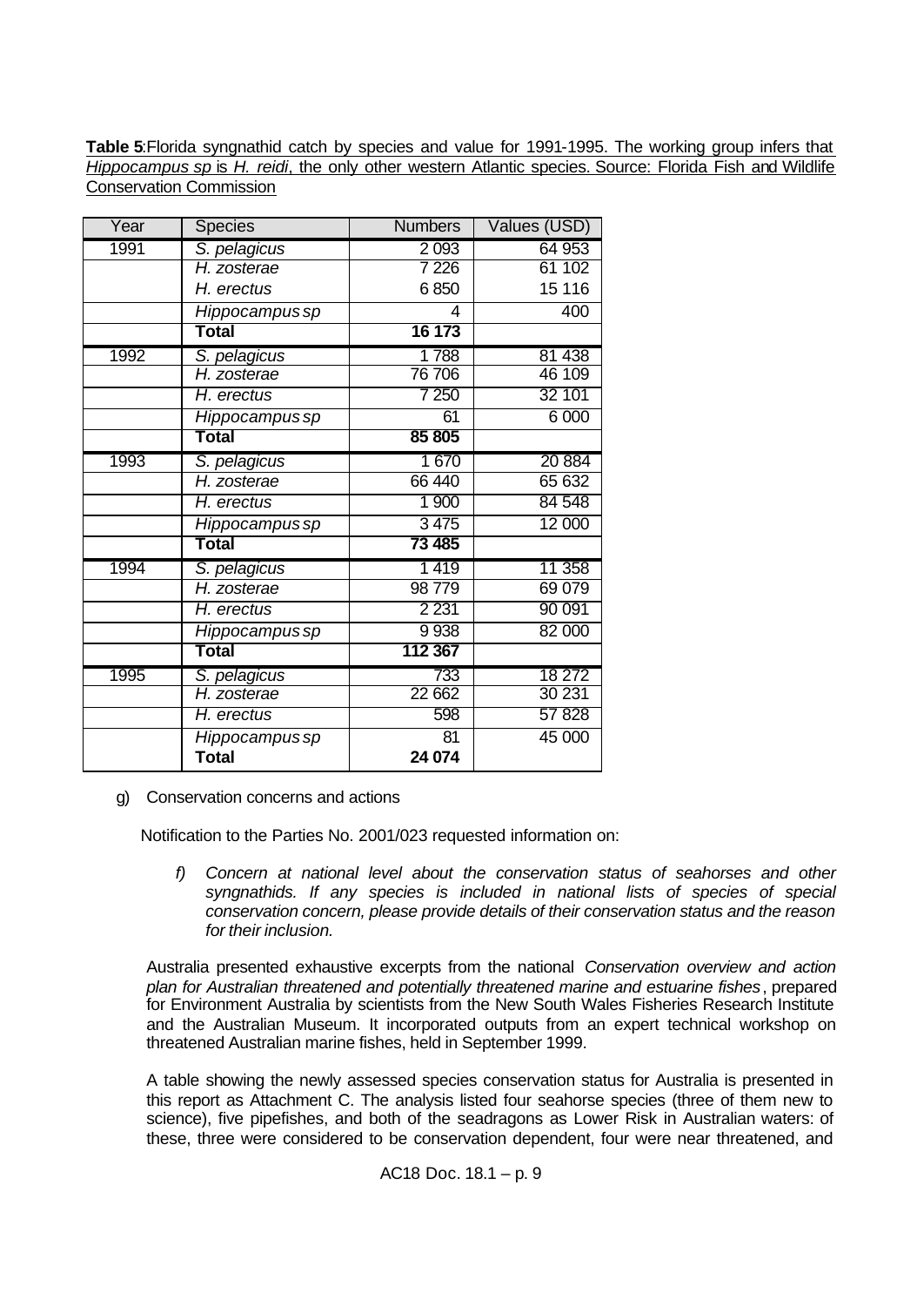**Table 5**: Florida syngnathid catch by species and value for 1991-1995. The working group infers that *Hippocampus sp* is *H. reidi*, the only other western Atlantic species. Source: Florida Fish and Wildlife Conservation Commission

| Year | Species | Numbers | Values (USD) |
|---|---|---|---|
| 1991 | *S. pelagicus* | 2 093 | 64 953 |
| | *H. zosterae* | 7 226 | 61 102 |
| | *H. erectus* | 6 850 | 15 116 |
| | *Hippocampus sp* | 4 | 400 |
| | **Total** | **16 173** | |
| 1992 | *S. pelagicus* | 1 788 | 81 438 |
| | *H. zosterae* | 76 706 | 46 109 |
| | *H. erectus* | 7 250 | 32 101 |
| | *Hippocampus sp* | 61 | 6 000 |
| | **Total** | **85 805** | |
| 1993 | *S. pelagicus* | 1 670 | 20 884 |
| | *H. zosterae* | 66 440 | 65 632 |
| | *H. erectus* | 1 900 | 84 548 |
| | *Hippocampus sp* | 3 475 | 12 000 |
| | **Total** | **73 485** | |
| 1994 | *S. pelagicus* | 1 419 | 11 358 |
| | *H. zosterae* | 98 779 | 69 079 |
| | *H. erectus* | 2 231 | 90 091 |
| | *Hippocampus sp* | 9 938 | 82 000 |
| | **Total** | **112 367** | |
| 1995 | *S. pelagicus* | 733 | 18 272 |
| | *H. zosterae* | 22 662 | 30 231 |
| | *H. erectus* | 598 | 57 828 |
| | *Hippocampus sp* | 81 | 45 000 |
| | **Total** | **24 074** | |

g) Conservation concerns and actions

Notification to the Parties No. 2001/023 requested information on:

> *f) Concern at national level about the conservation status of seahorses and other syngnathids. If any species is included in national lists of species of special conservation concern, please provide details of their conservation status and the reason for their inclusion.*

Australia presented exhaustive excerpts from the national *Conservation overview and action plan for Australian threatened and potentially threatened marine and estuarine fishes*, prepared for Environment Australia by scientists from the New South Wales Fisheries Research Institute and the Australian Museum. It incorporated outputs from an expert technical workshop on threatened Australian marine fishes, held in September 1999.

A table showing the newly assessed species conservation status for Australia is presented in this report as Attachment C. The analysis listed four seahorse species (three of them new to science), five pipefishes, and both of the seadragons as Lower Risk in Australian waters: of these, three were considered to be conservation dependent, four were near threatened, and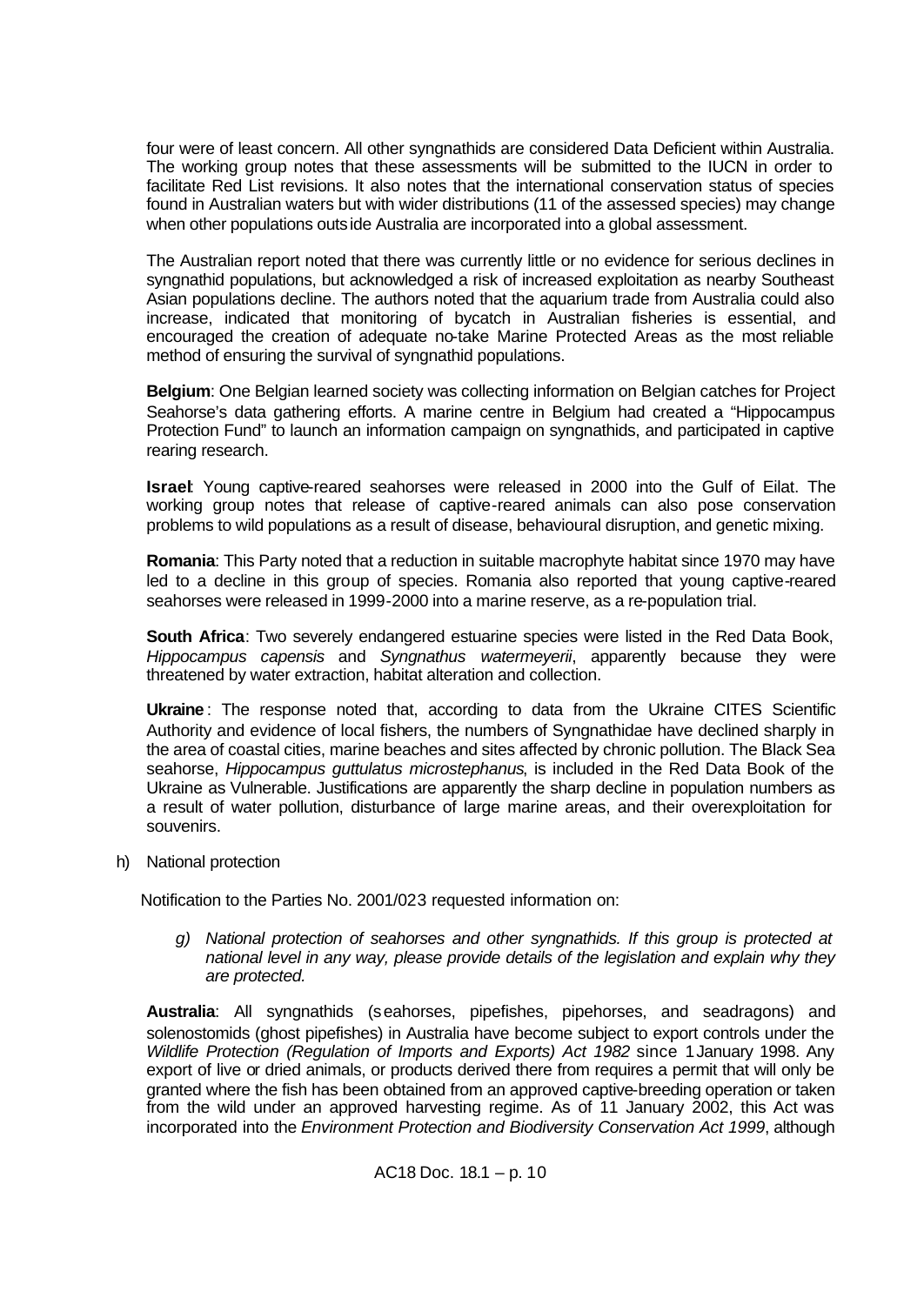four were of least concern. All other syngnathids are considered Data Deficient within Australia. The working group notes that these assessments will be submitted to the IUCN in order to facilitate Red List revisions. It also notes that the international conservation status of species found in Australian waters but with wider distributions (11 of the assessed species) may change when other populations outside Australia are incorporated into a global assessment.

The Australian report noted that there was currently little or no evidence for serious declines in syngnathid populations, but acknowledged a risk of increased exploitation as nearby Southeast Asian populations decline. The authors noted that the aquarium trade from Australia could also increase, indicated that monitoring of bycatch in Australian fisheries is essential, and encouraged the creation of adequate no-take Marine Protected Areas as the most reliable method of ensuring the survival of syngnathid populations.

**Belgium**: One Belgian learned society was collecting information on Belgian catches for Project Seahorse's data gathering efforts. A marine centre in Belgium had created a "Hippocampus Protection Fund" to launch an information campaign on syngnathids, and participated in captive rearing research.

**Israel**: Young captive-reared seahorses were released in 2000 into the Gulf of Eilat. The working group notes that release of captive-reared animals can also pose conservation problems to wild populations as a result of disease, behavioural disruption, and genetic mixing.

**Romania**: This Party noted that a reduction in suitable macrophyte habitat since 1970 may have led to a decline in this group of species. Romania also reported that young captive-reared seahorses were released in 1999-2000 into a marine reserve, as a re-population trial.

**South Africa**: Two severely endangered estuarine species were listed in the Red Data Book, *Hippocampus capensis* and *Syngnathus watermeyerii*, apparently because they were threatened by water extraction, habitat alteration and collection.

**Ukraine**: The response noted that, according to data from the Ukraine CITES Scientific Authority and evidence of local fishers, the numbers of Syngnathidae have declined sharply in the area of coastal cities, marine beaches and sites affected by chronic pollution. The Black Sea seahorse, *Hippocampus guttulatus microstephanus*, is included in the Red Data Book of the Ukraine as Vulnerable. Justifications are apparently the sharp decline in population numbers as a result of water pollution, disturbance of large marine areas, and their overexploitation for souvenirs.

h) National protection

Notification to the Parties No. 2001/023 requested information on:

> *g) National protection of seahorses and other syngnathids. If this group is protected at national level in any way, please provide details of the legislation and explain why they are protected.*

**Australia**: All syngnathids (seahorses, pipefishes, pipehorses, and seadragons) and solenostomids (ghost pipefishes) in Australia have become subject to export controls under the *Wildlife Protection (Regulation of Imports and Exports) Act 1982* since 1 January 1998. Any export of live or dried animals, or products derived there from requires a permit that will only be granted where the fish has been obtained from an approved captive-breeding operation or taken from the wild under an approved harvesting regime. As of 11 January 2002, this Act was incorporated into the *Environment Protection and Biodiversity Conservation Act 1999*, although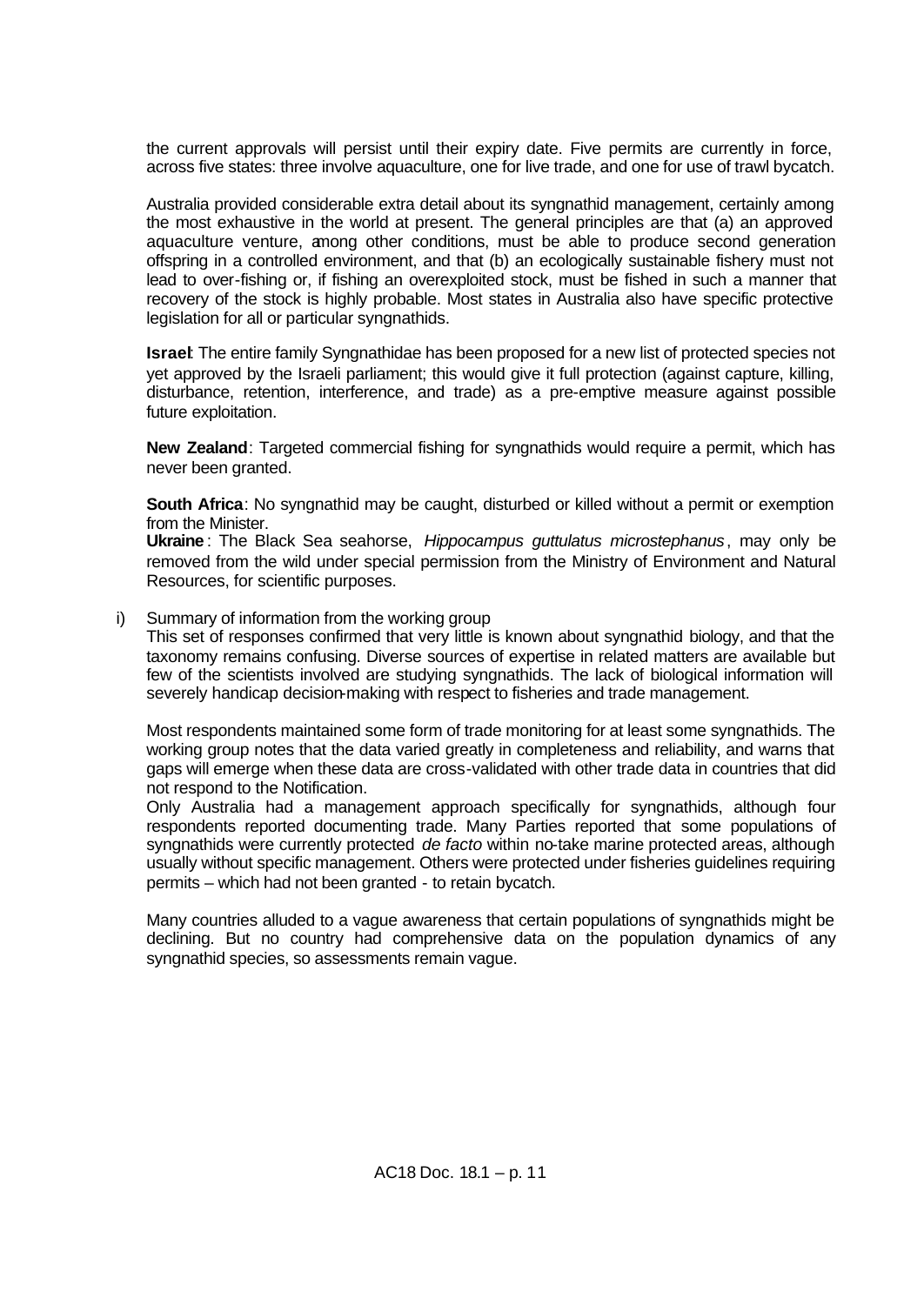the current approvals will persist until their expiry date. Five permits are currently in force, across five states: three involve aquaculture, one for live trade, and one for use of trawl bycatch.

Australia provided considerable extra detail about its syngnathid management, certainly among the most exhaustive in the world at present. The general principles are that (a) an approved aquaculture venture, among other conditions, must be able to produce second generation offspring in a controlled environment, and that (b) an ecologically sustainable fishery must not lead to over-fishing or, if fishing an overexploited stock, must be fished in such a manner that recovery of the stock is highly probable. Most states in Australia also have specific protective legislation for all or particular syngnathids.

**Israel**: The entire family Syngnathidae has been proposed for a new list of protected species not yet approved by the Israeli parliament; this would give it full protection (against capture, killing, disturbance, retention, interference, and trade) as a pre-emptive measure against possible future exploitation.

**New Zealand**: Targeted commercial fishing for syngnathids would require a permit, which has never been granted.

**South Africa**: No syngnathid may be caught, disturbed or killed without a permit or exemption from the Minister.

**Ukraine**: The Black Sea seahorse, *Hippocampus guttulatus microstephanus*, may only be removed from the wild under special permission from the Ministry of Environment and Natural Resources, for scientific purposes.

i) Summary of information from the working group

This set of responses confirmed that very little is known about syngnathid biology, and that the taxonomy remains confusing. Diverse sources of expertise in related matters are available but few of the scientists involved are studying syngnathids. The lack of biological information will severely handicap decision-making with respect to fisheries and trade management.

Most respondents maintained some form of trade monitoring for at least some syngnathids. The working group notes that the data varied greatly in completeness and reliability, and warns that gaps will emerge when these data are cross-validated with other trade data in countries that did not respond to the Notification.

Only Australia had a management approach specifically for syngnathids, although four respondents reported documenting trade. Many Parties reported that some populations of syngnathids were currently protected *de facto* within no-take marine protected areas, although usually without specific management. Others were protected under fisheries guidelines requiring permits – which had not been granted - to retain bycatch.

Many countries alluded to a vague awareness that certain populations of syngnathids might be declining. But no country had comprehensive data on the population dynamics of any syngnathid species, so assessments remain vague.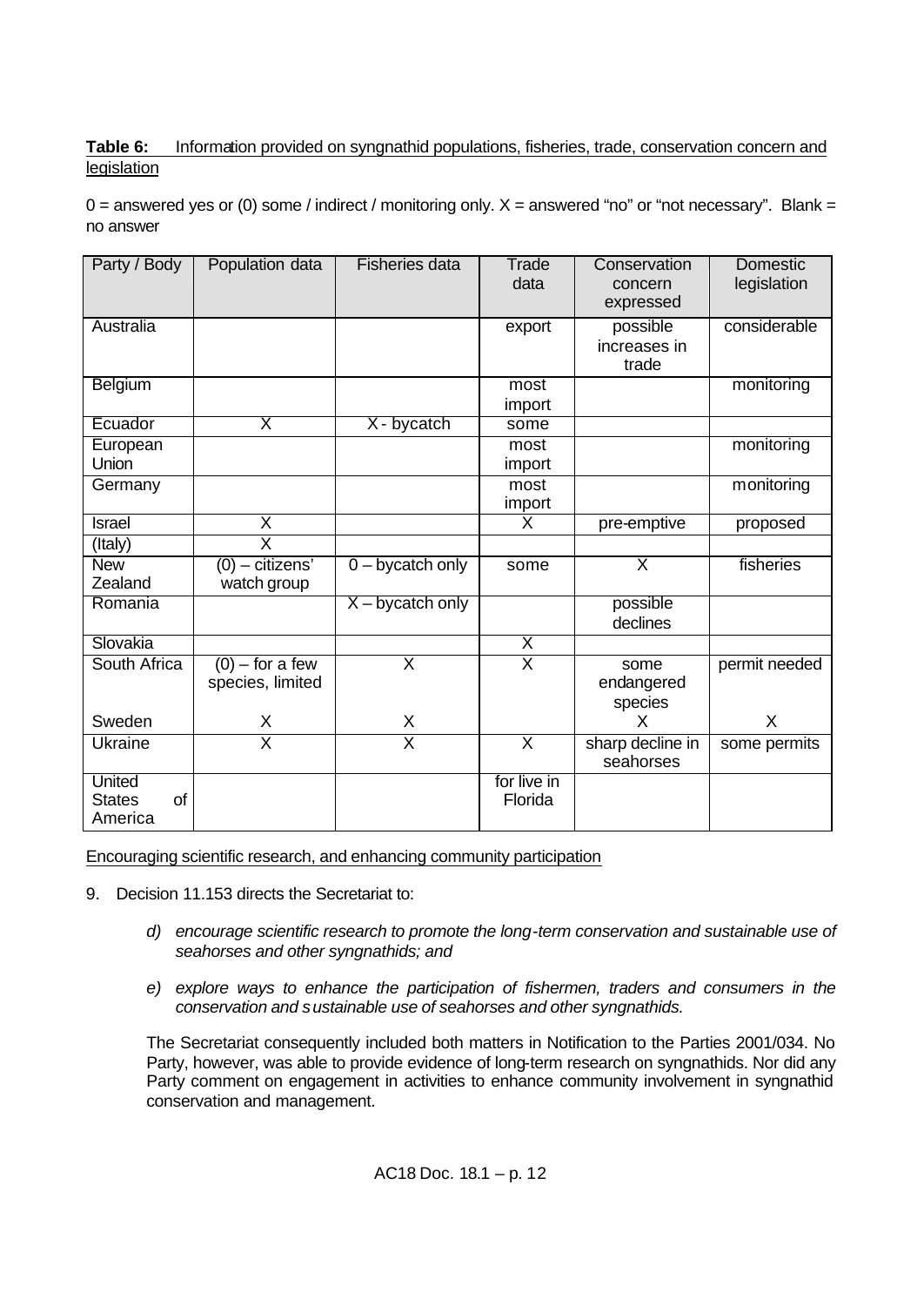**Table 6:** Information provided on syngnathid populations, fisheries, trade, conservation concern and legislation

0 = answered yes or (0) some / indirect / monitoring only. X = answered "no" or "not necessary". Blank = no answer

| Party / Body | Population data | Fisheries data | Trade data | Conservation concern expressed | Domestic legislation |
|---|---|---|---|---|---|
| Australia | | | export | possible increases in trade | considerable |
| Belgium | | | most import | | monitoring |
| Ecuador | X | X - bycatch | some | | |
| European Union | | | most import | | monitoring |
| Germany | | | most import | | monitoring |
| Israel | X | | X | pre-emptive | proposed |
| (Italy) | X | | | | |
| New Zealand | (0) – citizens' watch group | 0 – bycatch only | some | X | fisheries |
| Romania | | X – bycatch only | | possible declines | |
| Slovakia | | | X | | |
| South Africa | (0) – for a few species, limited | X | X | some endangered species | permit needed |
| Sweden | X | X | | X | X |
| Ukraine | X | X | X | sharp decline in seahorses | some permits |
| United States of America | | | for live in Florida | | |

Encouraging scientific research, and enhancing community participation

9. Decision 11.153 directs the Secretariat to:

   *d) encourage scientific research to promote the long-term conservation and sustainable use of seahorses and other syngnathids; and*

   *e) explore ways to enhance the participation of fishermen, traders and consumers in the conservation and sustainable use of seahorses and other syngnathids.*

   The Secretariat consequently included both matters in Notification to the Parties 2001/034. No Party, however, was able to provide evidence of long-term research on syngnathids. Nor did any Party comment on engagement in activities to enhance community involvement in syngnathid conservation and management.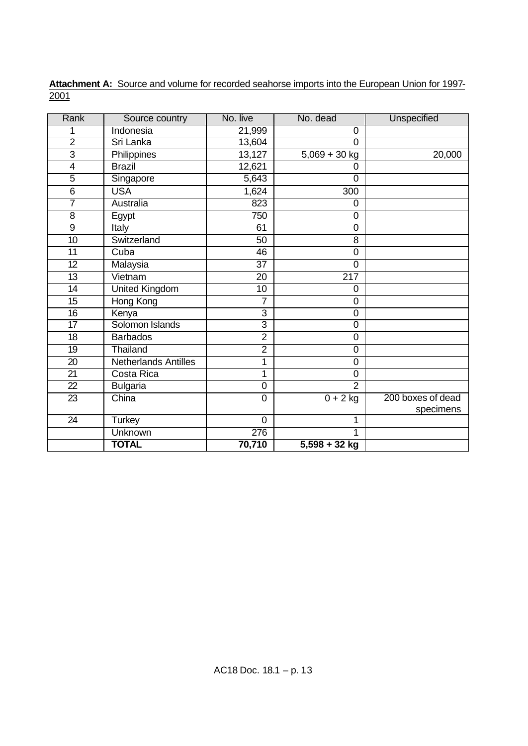**Attachment A:** Source and volume for recorded seahorse imports into the European Union for 1997-2001

| Rank | Source country | No. live | No. dead | Unspecified |
|---|---|---|---|---|
| 1 | Indonesia | 21,999 | 0 | |
| 2 | Sri Lanka | 13,604 | 0 | |
| 3 | Philippines | 13,127 | 5,069 + 30 kg | 20,000 |
| 4 | Brazil | 12,621 | 0 | |
| 5 | Singapore | 5,643 | 0 | |
| 6 | USA | 1,624 | 300 | |
| 7 | Australia | 823 | 0 | |
| 8 | Egypt | 750 | 0 | |
| 9 | Italy | 61 | 0 | |
| 10 | Switzerland | 50 | 8 | |
| 11 | Cuba | 46 | 0 | |
| 12 | Malaysia | 37 | 0 | |
| 13 | Vietnam | 20 | 217 | |
| 14 | United Kingdom | 10 | 0 | |
| 15 | Hong Kong | 7 | 0 | |
| 16 | Kenya | 3 | 0 | |
| 17 | Solomon Islands | 3 | 0 | |
| 18 | Barbados | 2 | 0 | |
| 19 | Thailand | 2 | 0 | |
| 20 | Netherlands Antilles | 1 | 0 | |
| 21 | Costa Rica | 1 | 0 | |
| 22 | Bulgaria | 0 | 2 | |
| 23 | China | 0 | 0 + 2 kg | 200 boxes of dead specimens |
| 24 | Turkey | 0 | 1 | |
| | Unknown | 276 | 1 | |
| | **TOTAL** | **70,710** | **5,598 + 32 kg** | |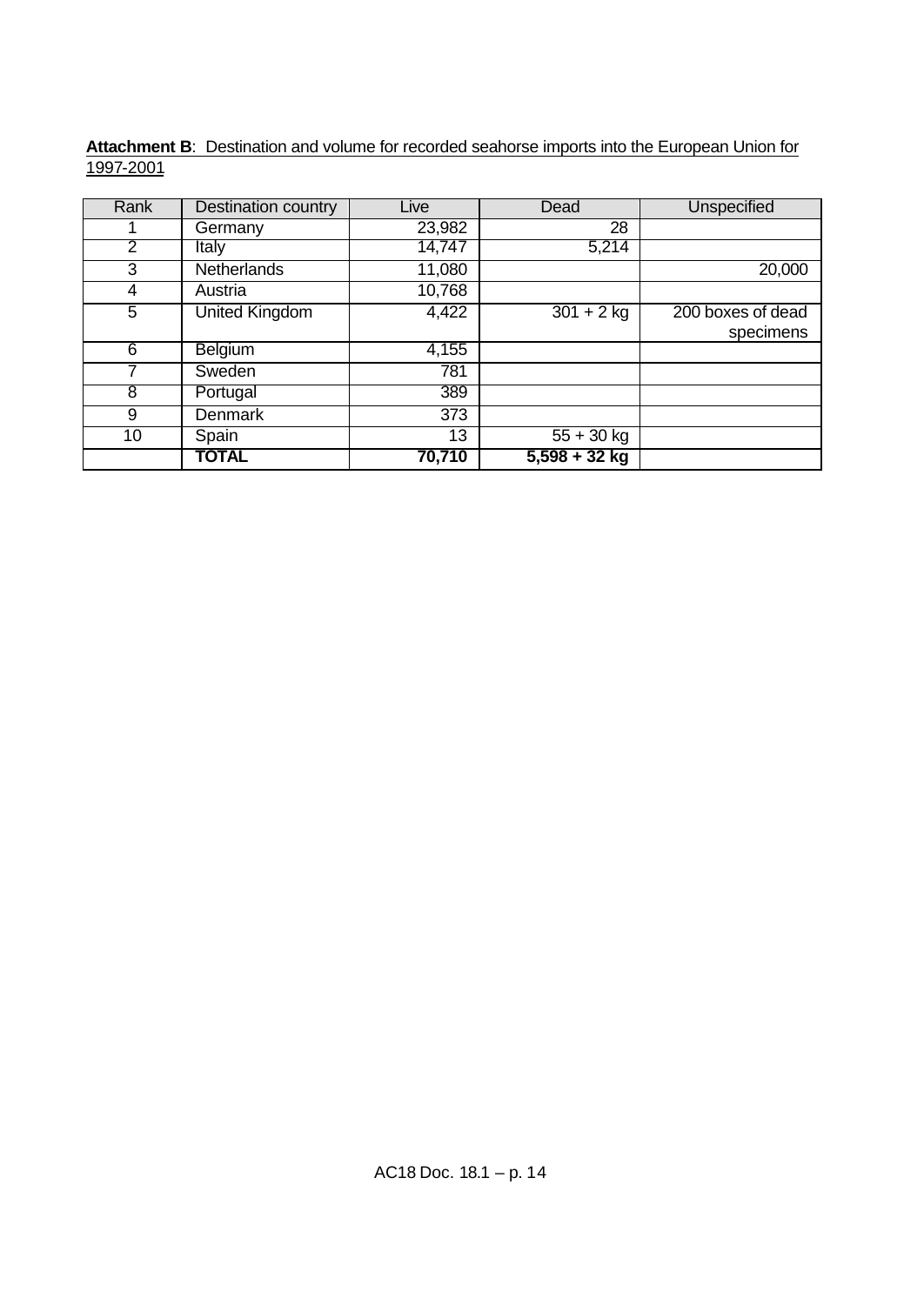**Attachment B**: Destination and volume for recorded seahorse imports into the European Union for 1997-2001

| Rank | Destination country | Live | Dead | Unspecified |
|---|---|---|---|---|
| 1 | Germany | 23,982 | 28 | |
| 2 | Italy | 14,747 | 5,214 | |
| 3 | Netherlands | 11,080 | | 20,000 |
| 4 | Austria | 10,768 | | |
| 5 | United Kingdom | 4,422 | 301 + 2 kg | 200 boxes of dead specimens |
| 6 | Belgium | 4,155 | | |
| 7 | Sweden | 781 | | |
| 8 | Portugal | 389 | | |
| 9 | Denmark | 373 | | |
| 10 | Spain | 13 | 55 + 30 kg | |
| | **TOTAL** | **70,710** | **5,598 + 32 kg** | |

AC18 Doc. 18.1 – p. 14